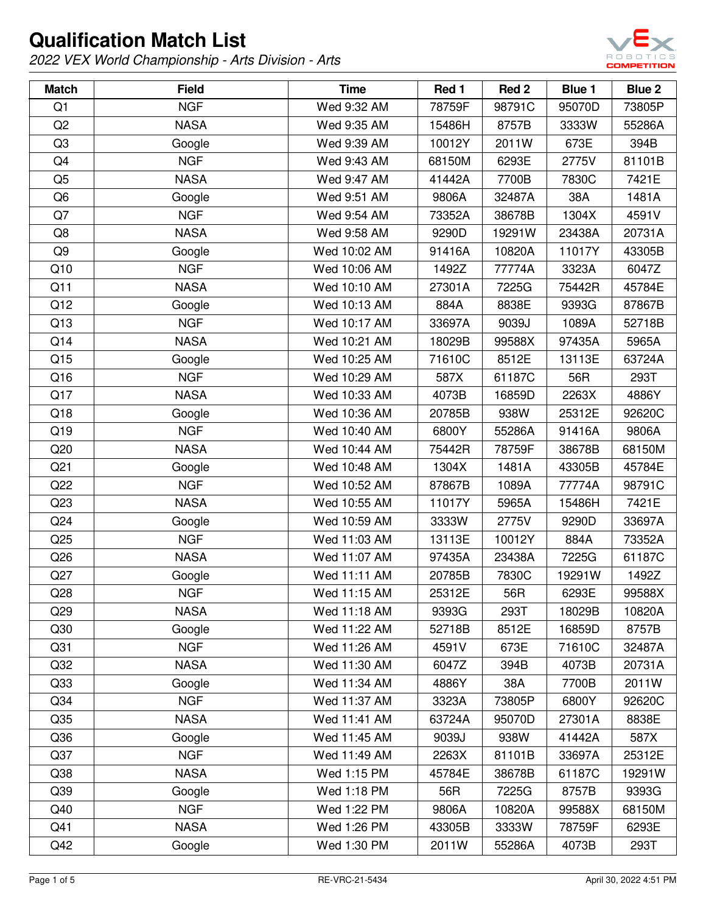# Qualification Match List

*2022 VEX World Championship - Arts Division - Arts*

| Match | Field | Time | Red 1 | Red 2 | Blue 1 | Blue 2 |
|---|---|---|---|---|---|---|
| Q1 | NGF | Wed 9:32 AM | 78759F | 98791C | 95070D | 73805P |
| Q2 | NASA | Wed 9:35 AM | 15486H | 8757B | 3333W | 55286A |
| Q3 | Google | Wed 9:39 AM | 10012Y | 2011W | 673E | 394B |
| Q4 | NGF | Wed 9:43 AM | 68150M | 6293E | 2775V | 81101B |
| Q5 | NASA | Wed 9:47 AM | 41442A | 7700B | 7830C | 7421E |
| Q6 | Google | Wed 9:51 AM | 9806A | 32487A | 38A | 1481A |
| Q7 | NGF | Wed 9:54 AM | 73352A | 38678B | 1304X | 4591V |
| Q8 | NASA | Wed 9:58 AM | 9290D | 19291W | 23438A | 20731A |
| Q9 | Google | Wed 10:02 AM | 91416A | 10820A | 11017Y | 43305B |
| Q10 | NGF | Wed 10:06 AM | 1492Z | 77774A | 3323A | 6047Z |
| Q11 | NASA | Wed 10:10 AM | 27301A | 7225G | 75442R | 45784E |
| Q12 | Google | Wed 10:13 AM | 884A | 8838E | 9393G | 87867B |
| Q13 | NGF | Wed 10:17 AM | 33697A | 9039J | 1089A | 52718B |
| Q14 | NASA | Wed 10:21 AM | 18029B | 99588X | 97435A | 5965A |
| Q15 | Google | Wed 10:25 AM | 71610C | 8512E | 13113E | 63724A |
| Q16 | NGF | Wed 10:29 AM | 587X | 61187C | 56R | 293T |
| Q17 | NASA | Wed 10:33 AM | 4073B | 16859D | 2263X | 4886Y |
| Q18 | Google | Wed 10:36 AM | 20785B | 938W | 25312E | 92620C |
| Q19 | NGF | Wed 10:40 AM | 6800Y | 55286A | 91416A | 9806A |
| Q20 | NASA | Wed 10:44 AM | 75442R | 78759F | 38678B | 68150M |
| Q21 | Google | Wed 10:48 AM | 1304X | 1481A | 43305B | 45784E |
| Q22 | NGF | Wed 10:52 AM | 87867B | 1089A | 77774A | 98791C |
| Q23 | NASA | Wed 10:55 AM | 11017Y | 5965A | 15486H | 7421E |
| Q24 | Google | Wed 10:59 AM | 3333W | 2775V | 9290D | 33697A |
| Q25 | NGF | Wed 11:03 AM | 13113E | 10012Y | 884A | 73352A |
| Q26 | NASA | Wed 11:07 AM | 97435A | 23438A | 7225G | 61187C |
| Q27 | Google | Wed 11:11 AM | 20785B | 7830C | 19291W | 1492Z |
| Q28 | NGF | Wed 11:15 AM | 25312E | 56R | 6293E | 99588X |
| Q29 | NASA | Wed 11:18 AM | 9393G | 293T | 18029B | 10820A |
| Q30 | Google | Wed 11:22 AM | 52718B | 8512E | 16859D | 8757B |
| Q31 | NGF | Wed 11:26 AM | 4591V | 673E | 71610C | 32487A |
| Q32 | NASA | Wed 11:30 AM | 6047Z | 394B | 4073B | 20731A |
| Q33 | Google | Wed 11:34 AM | 4886Y | 38A | 7700B | 2011W |
| Q34 | NGF | Wed 11:37 AM | 3323A | 73805P | 6800Y | 92620C |
| Q35 | NASA | Wed 11:41 AM | 63724A | 95070D | 27301A | 8838E |
| Q36 | Google | Wed 11:45 AM | 9039J | 938W | 41442A | 587X |
| Q37 | NGF | Wed 11:49 AM | 2263X | 81101B | 33697A | 25312E |
| Q38 | NASA | Wed 1:15 PM | 45784E | 38678B | 61187C | 19291W |
| Q39 | Google | Wed 1:18 PM | 56R | 7225G | 8757B | 9393G |
| Q40 | NGF | Wed 1:22 PM | 9806A | 10820A | 99588X | 68150M |
| Q41 | NASA | Wed 1:26 PM | 43305B | 3333W | 78759F | 6293E |
| Q42 | Google | Wed 1:30 PM | 2011W | 55286A | 4073B | 293T |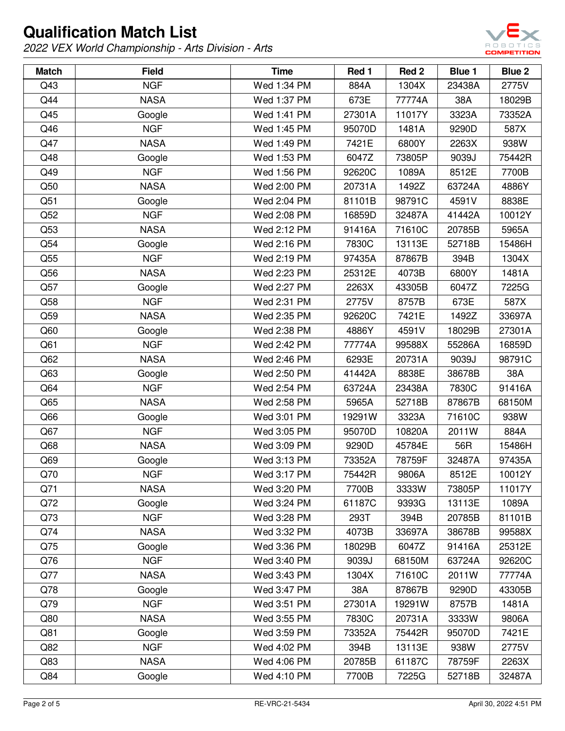# Qualification Match List

*2022 VEX World Championship - Arts Division - Arts*

| Match | Field | Time | Red 1 | Red 2 | Blue 1 | Blue 2 |
|---|---|---|---|---|---|---|
| Q43 | NGF | Wed 1:34 PM | 884A | 1304X | 23438A | 2775V |
| Q44 | NASA | Wed 1:37 PM | 673E | 77774A | 38A | 18029B |
| Q45 | Google | Wed 1:41 PM | 27301A | 11017Y | 3323A | 73352A |
| Q46 | NGF | Wed 1:45 PM | 95070D | 1481A | 9290D | 587X |
| Q47 | NASA | Wed 1:49 PM | 7421E | 6800Y | 2263X | 938W |
| Q48 | Google | Wed 1:53 PM | 6047Z | 73805P | 9039J | 75442R |
| Q49 | NGF | Wed 1:56 PM | 92620C | 1089A | 8512E | 7700B |
| Q50 | NASA | Wed 2:00 PM | 20731A | 1492Z | 63724A | 4886Y |
| Q51 | Google | Wed 2:04 PM | 81101B | 98791C | 4591V | 8838E |
| Q52 | NGF | Wed 2:08 PM | 16859D | 32487A | 41442A | 10012Y |
| Q53 | NASA | Wed 2:12 PM | 91416A | 71610C | 20785B | 5965A |
| Q54 | Google | Wed 2:16 PM | 7830C | 13113E | 52718B | 15486H |
| Q55 | NGF | Wed 2:19 PM | 97435A | 87867B | 394B | 1304X |
| Q56 | NASA | Wed 2:23 PM | 25312E | 4073B | 6800Y | 1481A |
| Q57 | Google | Wed 2:27 PM | 2263X | 43305B | 6047Z | 7225G |
| Q58 | NGF | Wed 2:31 PM | 2775V | 8757B | 673E | 587X |
| Q59 | NASA | Wed 2:35 PM | 92620C | 7421E | 1492Z | 33697A |
| Q60 | Google | Wed 2:38 PM | 4886Y | 4591V | 18029B | 27301A |
| Q61 | NGF | Wed 2:42 PM | 77774A | 99588X | 55286A | 16859D |
| Q62 | NASA | Wed 2:46 PM | 6293E | 20731A | 9039J | 98791C |
| Q63 | Google | Wed 2:50 PM | 41442A | 8838E | 38678B | 38A |
| Q64 | NGF | Wed 2:54 PM | 63724A | 23438A | 7830C | 91416A |
| Q65 | NASA | Wed 2:58 PM | 5965A | 52718B | 87867B | 68150M |
| Q66 | Google | Wed 3:01 PM | 19291W | 3323A | 71610C | 938W |
| Q67 | NGF | Wed 3:05 PM | 95070D | 10820A | 2011W | 884A |
| Q68 | NASA | Wed 3:09 PM | 9290D | 45784E | 56R | 15486H |
| Q69 | Google | Wed 3:13 PM | 73352A | 78759F | 32487A | 97435A |
| Q70 | NGF | Wed 3:17 PM | 75442R | 9806A | 8512E | 10012Y |
| Q71 | NASA | Wed 3:20 PM | 7700B | 3333W | 73805P | 11017Y |
| Q72 | Google | Wed 3:24 PM | 61187C | 9393G | 13113E | 1089A |
| Q73 | NGF | Wed 3:28 PM | 293T | 394B | 20785B | 81101B |
| Q74 | NASA | Wed 3:32 PM | 4073B | 33697A | 38678B | 99588X |
| Q75 | Google | Wed 3:36 PM | 18029B | 6047Z | 91416A | 25312E |
| Q76 | NGF | Wed 3:40 PM | 9039J | 68150M | 63724A | 92620C |
| Q77 | NASA | Wed 3:43 PM | 1304X | 71610C | 2011W | 77774A |
| Q78 | Google | Wed 3:47 PM | 38A | 87867B | 9290D | 43305B |
| Q79 | NGF | Wed 3:51 PM | 27301A | 19291W | 8757B | 1481A |
| Q80 | NASA | Wed 3:55 PM | 7830C | 20731A | 3333W | 9806A |
| Q81 | Google | Wed 3:59 PM | 73352A | 75442R | 95070D | 7421E |
| Q82 | NGF | Wed 4:02 PM | 394B | 13113E | 938W | 2775V |
| Q83 | NASA | Wed 4:06 PM | 20785B | 61187C | 78759F | 2263X |
| Q84 | Google | Wed 4:10 PM | 7700B | 7225G | 52718B | 32487A |

RE-VRC-21-5434 April 30, 2022 4:51 PM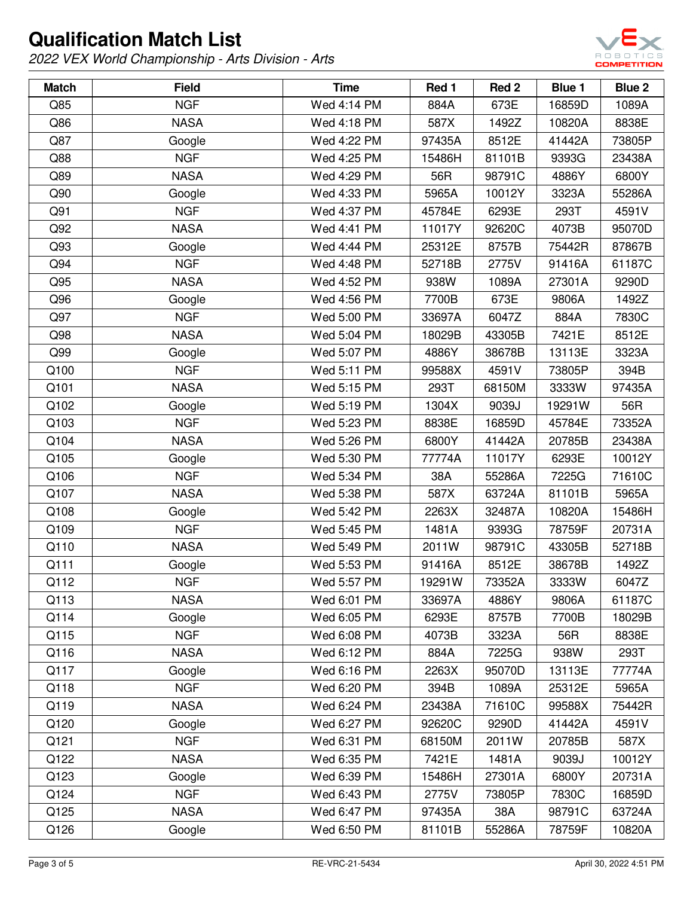# Qualification Match List

*2022 VEX World Championship - Arts Division - Arts*

| Match | Field | Time | Red 1 | Red 2 | Blue 1 | Blue 2 |
|---|---|---|---|---|---|---|
| Q85 | NGF | Wed 4:14 PM | 884A | 673E | 16859D | 1089A |
| Q86 | NASA | Wed 4:18 PM | 587X | 1492Z | 10820A | 8838E |
| Q87 | Google | Wed 4:22 PM | 97435A | 8512E | 41442A | 73805P |
| Q88 | NGF | Wed 4:25 PM | 15486H | 81101B | 9393G | 23438A |
| Q89 | NASA | Wed 4:29 PM | 56R | 98791C | 4886Y | 6800Y |
| Q90 | Google | Wed 4:33 PM | 5965A | 10012Y | 3323A | 55286A |
| Q91 | NGF | Wed 4:37 PM | 45784E | 6293E | 293T | 4591V |
| Q92 | NASA | Wed 4:41 PM | 11017Y | 92620C | 4073B | 95070D |
| Q93 | Google | Wed 4:44 PM | 25312E | 8757B | 75442R | 87867B |
| Q94 | NGF | Wed 4:48 PM | 52718B | 2775V | 91416A | 61187C |
| Q95 | NASA | Wed 4:52 PM | 938W | 1089A | 27301A | 9290D |
| Q96 | Google | Wed 4:56 PM | 7700B | 673E | 9806A | 1492Z |
| Q97 | NGF | Wed 5:00 PM | 33697A | 6047Z | 884A | 7830C |
| Q98 | NASA | Wed 5:04 PM | 18029B | 43305B | 7421E | 8512E |
| Q99 | Google | Wed 5:07 PM | 4886Y | 38678B | 13113E | 3323A |
| Q100 | NGF | Wed 5:11 PM | 99588X | 4591V | 73805P | 394B |
| Q101 | NASA | Wed 5:15 PM | 293T | 68150M | 3333W | 97435A |
| Q102 | Google | Wed 5:19 PM | 1304X | 9039J | 19291W | 56R |
| Q103 | NGF | Wed 5:23 PM | 8838E | 16859D | 45784E | 73352A |
| Q104 | NASA | Wed 5:26 PM | 6800Y | 41442A | 20785B | 23438A |
| Q105 | Google | Wed 5:30 PM | 77774A | 11017Y | 6293E | 10012Y |
| Q106 | NGF | Wed 5:34 PM | 38A | 55286A | 7225G | 71610C |
| Q107 | NASA | Wed 5:38 PM | 587X | 63724A | 81101B | 5965A |
| Q108 | Google | Wed 5:42 PM | 2263X | 32487A | 10820A | 15486H |
| Q109 | NGF | Wed 5:45 PM | 1481A | 9393G | 78759F | 20731A |
| Q110 | NASA | Wed 5:49 PM | 2011W | 98791C | 43305B | 52718B |
| Q111 | Google | Wed 5:53 PM | 91416A | 8512E | 38678B | 1492Z |
| Q112 | NGF | Wed 5:57 PM | 19291W | 73352A | 3333W | 6047Z |
| Q113 | NASA | Wed 6:01 PM | 33697A | 4886Y | 9806A | 61187C |
| Q114 | Google | Wed 6:05 PM | 6293E | 8757B | 7700B | 18029B |
| Q115 | NGF | Wed 6:08 PM | 4073B | 3323A | 56R | 8838E |
| Q116 | NASA | Wed 6:12 PM | 884A | 7225G | 938W | 293T |
| Q117 | Google | Wed 6:16 PM | 2263X | 95070D | 13113E | 77774A |
| Q118 | NGF | Wed 6:20 PM | 394B | 1089A | 25312E | 5965A |
| Q119 | NASA | Wed 6:24 PM | 23438A | 71610C | 99588X | 75442R |
| Q120 | Google | Wed 6:27 PM | 92620C | 9290D | 41442A | 4591V |
| Q121 | NGF | Wed 6:31 PM | 68150M | 2011W | 20785B | 587X |
| Q122 | NASA | Wed 6:35 PM | 7421E | 1481A | 9039J | 10012Y |
| Q123 | Google | Wed 6:39 PM | 15486H | 27301A | 6800Y | 20731A |
| Q124 | NGF | Wed 6:43 PM | 2775V | 73805P | 7830C | 16859D |
| Q125 | NASA | Wed 6:47 PM | 97435A | 38A | 98791C | 63724A |
| Q126 | Google | Wed 6:50 PM | 81101B | 55286A | 78759F | 10820A |

RE-VRC-21-5434

April 30, 2022 4:51 PM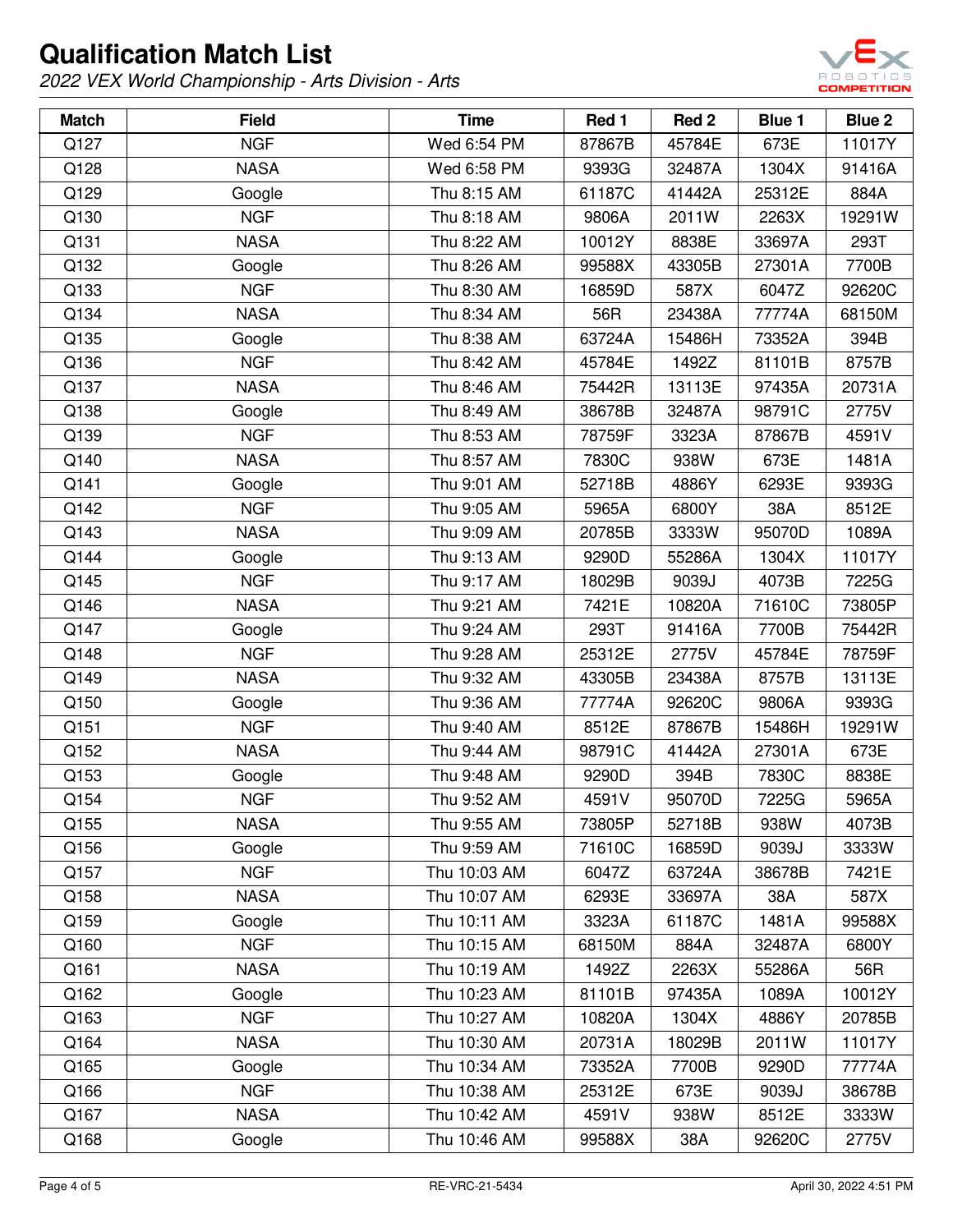# Qualification Match List

*2022 VEX World Championship - Arts Division - Arts*

| Match | Field | Time | Red 1 | Red 2 | Blue 1 | Blue 2 |
|---|---|---|---|---|---|---|
| Q127 | NGF | Wed 6:54 PM | 87867B | 45784E | 673E | 11017Y |
| Q128 | NASA | Wed 6:58 PM | 9393G | 32487A | 1304X | 91416A |
| Q129 | Google | Thu 8:15 AM | 61187C | 41442A | 25312E | 884A |
| Q130 | NGF | Thu 8:18 AM | 9806A | 2011W | 2263X | 19291W |
| Q131 | NASA | Thu 8:22 AM | 10012Y | 8838E | 33697A | 293T |
| Q132 | Google | Thu 8:26 AM | 99588X | 43305B | 27301A | 7700B |
| Q133 | NGF | Thu 8:30 AM | 16859D | 587X | 6047Z | 92620C |
| Q134 | NASA | Thu 8:34 AM | 56R | 23438A | 77774A | 68150M |
| Q135 | Google | Thu 8:38 AM | 63724A | 15486H | 73352A | 394B |
| Q136 | NGF | Thu 8:42 AM | 45784E | 1492Z | 81101B | 8757B |
| Q137 | NASA | Thu 8:46 AM | 75442R | 13113E | 97435A | 20731A |
| Q138 | Google | Thu 8:49 AM | 38678B | 32487A | 98791C | 2775V |
| Q139 | NGF | Thu 8:53 AM | 78759F | 3323A | 87867B | 4591V |
| Q140 | NASA | Thu 8:57 AM | 7830C | 938W | 673E | 1481A |
| Q141 | Google | Thu 9:01 AM | 52718B | 4886Y | 6293E | 9393G |
| Q142 | NGF | Thu 9:05 AM | 5965A | 6800Y | 38A | 8512E |
| Q143 | NASA | Thu 9:09 AM | 20785B | 3333W | 95070D | 1089A |
| Q144 | Google | Thu 9:13 AM | 9290D | 55286A | 1304X | 11017Y |
| Q145 | NGF | Thu 9:17 AM | 18029B | 9039J | 4073B | 7225G |
| Q146 | NASA | Thu 9:21 AM | 7421E | 10820A | 71610C | 73805P |
| Q147 | Google | Thu 9:24 AM | 293T | 91416A | 7700B | 75442R |
| Q148 | NGF | Thu 9:28 AM | 25312E | 2775V | 45784E | 78759F |
| Q149 | NASA | Thu 9:32 AM | 43305B | 23438A | 8757B | 13113E |
| Q150 | Google | Thu 9:36 AM | 77774A | 92620C | 9806A | 9393G |
| Q151 | NGF | Thu 9:40 AM | 8512E | 87867B | 15486H | 19291W |
| Q152 | NASA | Thu 9:44 AM | 98791C | 41442A | 27301A | 673E |
| Q153 | Google | Thu 9:48 AM | 9290D | 394B | 7830C | 8838E |
| Q154 | NGF | Thu 9:52 AM | 4591V | 95070D | 7225G | 5965A |
| Q155 | NASA | Thu 9:55 AM | 73805P | 52718B | 938W | 4073B |
| Q156 | Google | Thu 9:59 AM | 71610C | 16859D | 9039J | 3333W |
| Q157 | NGF | Thu 10:03 AM | 6047Z | 63724A | 38678B | 7421E |
| Q158 | NASA | Thu 10:07 AM | 6293E | 33697A | 38A | 587X |
| Q159 | Google | Thu 10:11 AM | 3323A | 61187C | 1481A | 99588X |
| Q160 | NGF | Thu 10:15 AM | 68150M | 884A | 32487A | 6800Y |
| Q161 | NASA | Thu 10:19 AM | 1492Z | 2263X | 55286A | 56R |
| Q162 | Google | Thu 10:23 AM | 81101B | 97435A | 1089A | 10012Y |
| Q163 | NGF | Thu 10:27 AM | 10820A | 1304X | 4886Y | 20785B |
| Q164 | NASA | Thu 10:30 AM | 20731A | 18029B | 2011W | 11017Y |
| Q165 | Google | Thu 10:34 AM | 73352A | 7700B | 9290D | 77774A |
| Q166 | NGF | Thu 10:38 AM | 25312E | 673E | 9039J | 38678B |
| Q167 | NASA | Thu 10:42 AM | 4591V | 938W | 8512E | 3333W |
| Q168 | Google | Thu 10:46 AM | 99588X | 38A | 92620C | 2775V |

RE-VRC-21-5434

April 30, 2022 4:51 PM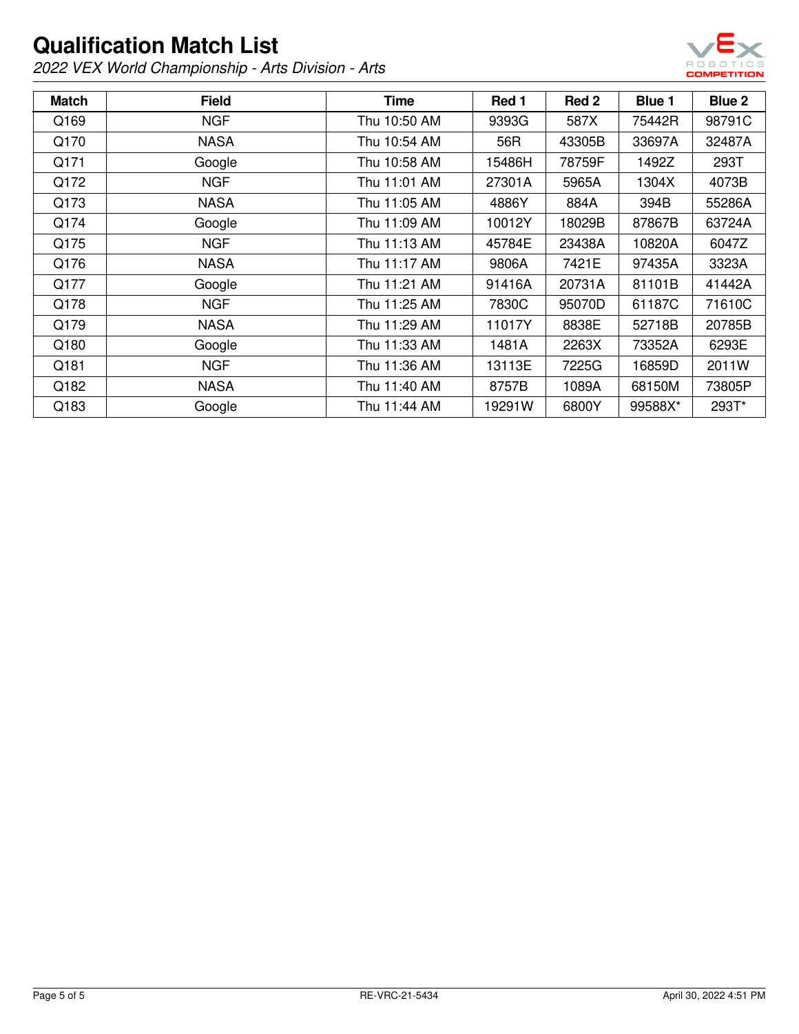# Qualification Match List

*2022 VEX World Championship - Arts Division - Arts*

| Match | Field | Time | Red 1 | Red 2 | Blue 1 | Blue 2 |
|---|---|---|---|---|---|---|
| Q169 | NGF | Thu 10:50 AM | 9393G | 587X | 75442R | 98791C |
| Q170 | NASA | Thu 10:54 AM | 56R | 43305B | 33697A | 32487A |
| Q171 | Google | Thu 10:58 AM | 15486H | 78759F | 1492Z | 293T |
| Q172 | NGF | Thu 11:01 AM | 27301A | 5965A | 1304X | 4073B |
| Q173 | NASA | Thu 11:05 AM | 4886Y | 884A | 394B | 55286A |
| Q174 | Google | Thu 11:09 AM | 10012Y | 18029B | 87867B | 63724A |
| Q175 | NGF | Thu 11:13 AM | 45784E | 23438A | 10820A | 6047Z |
| Q176 | NASA | Thu 11:17 AM | 9806A | 7421E | 97435A | 3323A |
| Q177 | Google | Thu 11:21 AM | 91416A | 20731A | 81101B | 41442A |
| Q178 | NGF | Thu 11:25 AM | 7830C | 95070D | 61187C | 71610C |
| Q179 | NASA | Thu 11:29 AM | 11017Y | 8838E | 52718B | 20785B |
| Q180 | Google | Thu 11:33 AM | 1481A | 2263X | 73352A | 6293E |
| Q181 | NGF | Thu 11:36 AM | 13113E | 7225G | 16859D | 2011W |
| Q182 | NASA | Thu 11:40 AM | 8757B | 1089A | 68150M | 73805P |
| Q183 | Google | Thu 11:44 AM | 19291W | 6800Y | 99588X* | 293T* |

RE-VRC-21-5434

April 30, 2022 4:51 PM